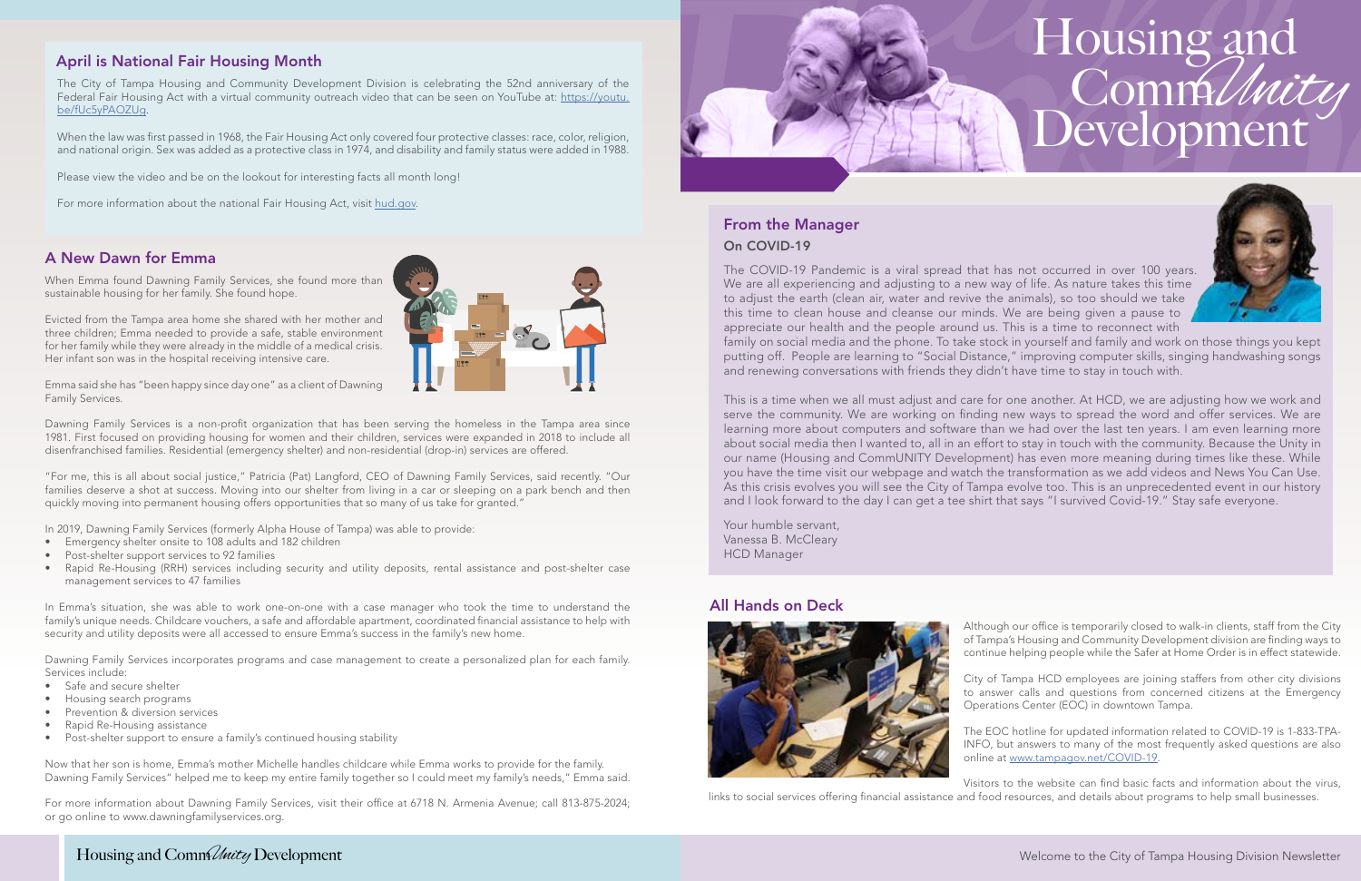# Housing and CommUnity Development

## April is National Fair Housing Month

The City of Tampa Housing and Community Development Division is celebrating the 52nd anniversary of the Federal Fair Housing Act with a virtual community outreach video that can be seen on YouTube at: https://youtu.be/fUc5yPAOZUg.

When the law was first passed in 1968, the Fair Housing Act only covered four protective classes: race, color, religion, and national origin. Sex was added as a protective class in 1974, and disability and family status were added in 1988.

Please view the video and be on the lookout for interesting facts all month long!

For more information about the national Fair Housing Act, visit hud.gov.

## A New Dawn for Emma

When Emma found Dawning Family Services, she found more than sustainable housing for her family. She found hope.

Evicted from the Tampa area home she shared with her mother and three children; Emma needed to provide a safe, stable environment for her family while they were already in the middle of a medical crisis. Her infant son was in the hospital receiving intensive care.

Emma said she has "been happy since day one" as a client of Dawning Family Services.

Dawning Family Services is a non-profit organization that has been serving the homeless in the Tampa area since 1981. First focused on providing housing for women and their children, services were expanded in 2018 to include all disenfranchised families. Residential (emergency shelter) and non-residential (drop-in) services are offered.

"For me, this is all about social justice," Patricia (Pat) Langford, CEO of Dawning Family Services, said recently. "Our families deserve a shot at success. Moving into our shelter from living in a car or sleeping on a park bench and then quickly moving into permanent housing offers opportunities that so many of us take for granted."

In 2019, Dawning Family Services (formerly Alpha House of Tampa) was able to provide:

- Emergency shelter onsite to 108 adults and 182 children
- Post-shelter support services to 92 families
- Rapid Re-Housing (RRH) services including security and utility deposits, rental assistance and post-shelter case management services to 47 families

In Emma's situation, she was able to work one-on-one with a case manager who took the time to understand the family's unique needs. Childcare vouchers, a safe and affordable apartment, coordinated financial assistance to help with security and utility deposits were all accessed to ensure Emma's success in the family's new home.

Dawning Family Services incorporates programs and case management to create a personalized plan for each family. Services include:

- Safe and secure shelter
- Housing search programs
- Prevention & diversion services
- Rapid Re-Housing assistance
- Post-shelter support to ensure a family's continued housing stability

Now that her son is home, Emma's mother Michelle handles childcare while Emma works to provide for the family. Dawning Family Services" helped me to keep my entire family together so I could meet my family's needs," Emma said.

For more information about Dawning Family Services, visit their office at 6718 N. Armenia Avenue; call 813-875-2024; or go online to www.dawningfamilyservices.org.

## From the Manager

### On COVID-19

The COVID-19 Pandemic is a viral spread that has not occurred in over 100 years. We are all experiencing and adjusting to a new way of life. As nature takes this time to adjust the earth (clean air, water and revive the animals), so too should we take this time to clean house and cleanse our minds. We are being given a pause to appreciate our health and the people around us. This is a time to reconnect with family on social media and the phone. To take stock in yourself and family and work on those things you kept putting off. People are learning to "Social Distance," improving computer skills, singing handwashing songs and renewing conversations with friends they didn't have time to stay in touch with.

This is a time when we all must adjust and care for one another. At HCD, we are adjusting how we work and serve the community. We are working on finding new ways to spread the word and offer services. We are learning more about computers and software than we had over the last ten years. I am even learning more about social media then I wanted to, all in an effort to stay in touch with the community. Because the Unity in our name (Housing and CommUNITY Development) has even more meaning during times like these. While you have the time visit our webpage and watch the transformation as we add videos and News You Can Use. As this crisis evolves you will see the City of Tampa evolve too. This is an unprecedented event in our history and I look forward to the day I can get a tee shirt that says "I survived Covid-19." Stay safe everyone.

Your humble servant,
Vanessa B. McCleary
HCD Manager

## All Hands on Deck

Although our office is temporarily closed to walk-in clients, staff from the City of Tampa's Housing and Community Development division are finding ways to continue helping people while the Safer at Home Order is in effect statewide.

City of Tampa HCD employees are joining staffers from other city divisions to answer calls and questions from concerned citizens at the Emergency Operations Center (EOC) in downtown Tampa.

The EOC hotline for updated information related to COVID-19 is 1-833-TPA-INFO, but answers to many of the most frequently asked questions are also online at www.tampagov.net/COVID-19.

Visitors to the website can find basic facts and information about the virus, links to social services offering financial assistance and food resources, and details about programs to help small businesses.

Welcome to the City of Tampa Housing Division Newsletter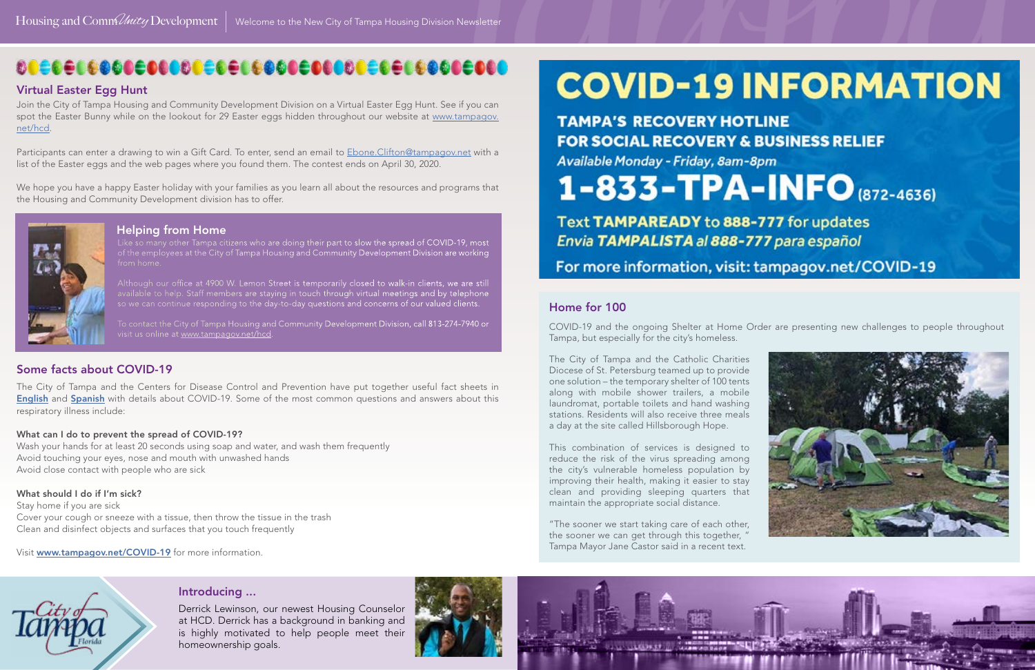## Virtual Easter Egg Hunt

Join the City of Tampa Housing and Community Development Division on a Virtual Easter Egg Hunt. See if you can spot the Easter Bunny while on the lookout for 29 Easter eggs hidden throughout our website at www.tampagov.net/hcd.

Participants can enter a drawing to win a Gift Card. To enter, send an email to Ebone.Clifton@tampagov.net with a list of the Easter eggs and the web pages where you found them. The contest ends on April 30, 2020.

We hope you have a happy Easter holiday with your families as you learn all about the resources and programs that the Housing and Community Development division has to offer.

### Helping from Home

Like so many other Tampa citizens who are doing their part to slow the spread of COVID-19, most of the employees at the City of Tampa Housing and Community Development Division are working from home.

Although our office at 4900 W. Lemon Street is temporarily closed to walk-in clients, we are still available to help. Staff members are staying in touch through virtual meetings and by telephone so we can continue responding to the day-to-day questions and concerns of our valued clients.

To contact the City of Tampa Housing and Community Development Division, call 813-274-7940 or visit us online at www.tampagov.net/hcd.

## Some facts about COVID-19

The City of Tampa and the Centers for Disease Control and Prevention have put together useful fact sheets in **English** and **Spanish** with details about COVID-19. Some of the most common questions and answers about this respiratory illness include:

**What can I do to prevent the spread of COVID-19?**

Wash your hands for at least 20 seconds using soap and water, and wash them frequently
Avoid touching your eyes, nose and mouth with unwashed hands
Avoid close contact with people who are sick

**What should I do if I'm sick?**

Stay home if you are sick
Cover your cough or sneeze with a tissue, then throw the tissue in the trash
Clean and disinfect objects and surfaces that you touch frequently

Visit **www.tampagov.net/COVID-19** for more information.

# COVID-19 INFORMATION

**TAMPA'S RECOVERY HOTLINE FOR SOCIAL RECOVERY & BUSINESS RELIEF**

*Available Monday - Friday, 8am-8pm*

**1-833-TPA-INFO** (872-4636)

Text **TAMPAREADY** to **888-777** for updates

*Envia **TAMPALISTA** al **888-777** para español*

For more information, visit: tampagov.net/COVID-19

## Home for 100

COVID-19 and the ongoing Shelter at Home Order are presenting new challenges to people throughout Tampa, but especially for the city's homeless.

The City of Tampa and the Catholic Charities Diocese of St. Petersburg teamed up to provide one solution – the temporary shelter of 100 tents along with mobile shower trailers, a mobile laundromat, portable toilets and hand washing stations. Residents will also receive three meals a day at the site called Hillsborough Hope.

This combination of services is designed to reduce the risk of the virus spreading among the city's vulnerable homeless population by improving their health, making it easier to stay clean and providing sleeping quarters that maintain the appropriate social distance.

"The sooner we start taking care of each other, the sooner we can get through this together, " Tampa Mayor Jane Castor said in a recent text.

## Introducing ...

Derrick Lewinson, our newest Housing Counselor at HCD. Derrick has a background in banking and is highly motivated to help people meet their homeownership goals.